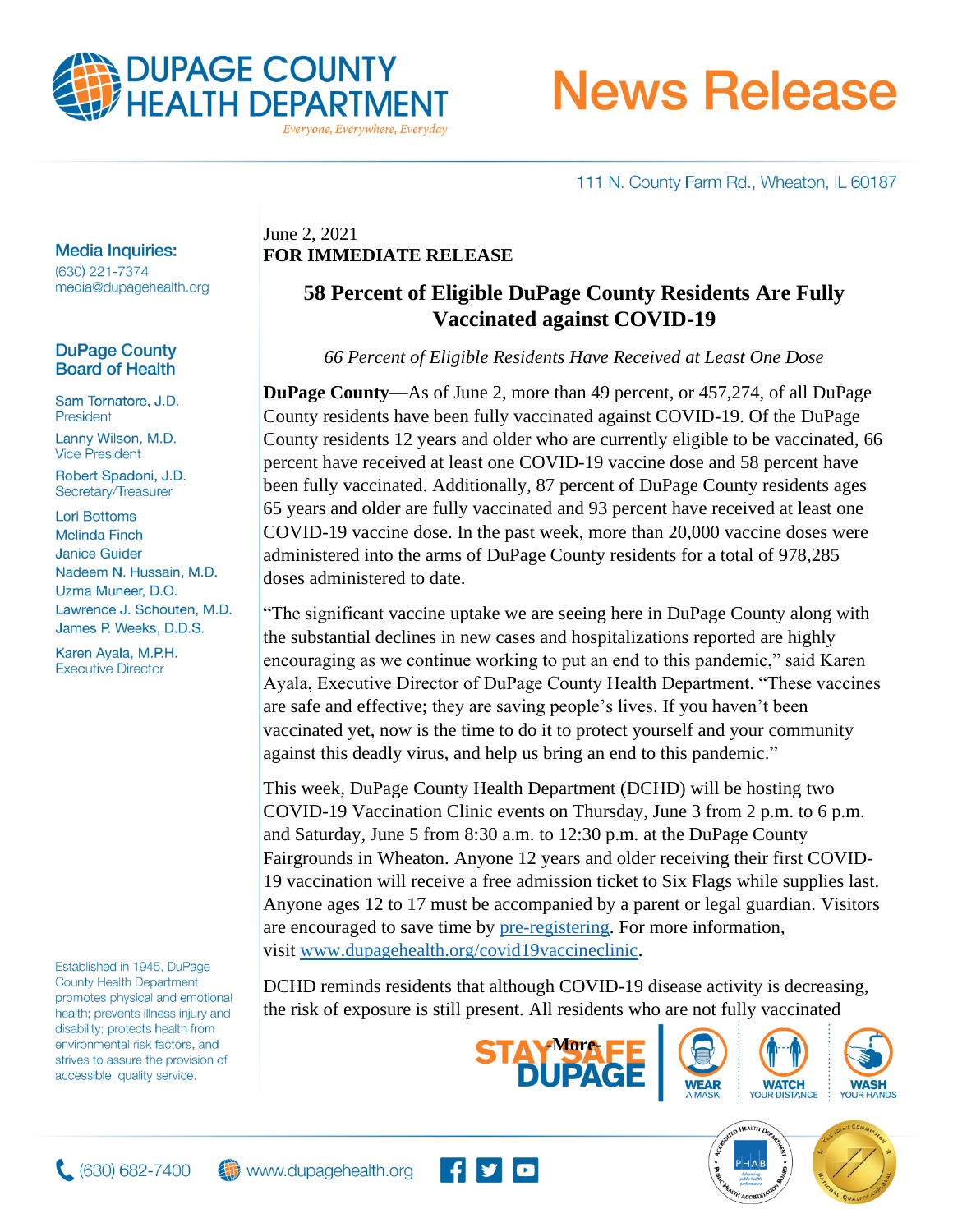# DUPAGE COUNTY HEALTH DEPARTMENT

*Everyone, Everywhere, Everyday*

# News Release

111 N. County Farm Rd., Wheaton, IL 60187

**Media Inquiries:**
(630) 221-7374
media@dupagehealth.org

**DuPage County Board of Health**

Sam Tornatore, J.D.
President

Lanny Wilson, M.D.
Vice President

Robert Spadoni, J.D.
Secretary/Treasurer

Lori Bottoms
Melinda Finch
Janice Guider
Nadeem N. Hussain, M.D.
Uzma Muneer, D.O.
Lawrence J. Schouten, M.D.
James P. Weeks, D.D.S.

Karen Ayala, M.P.H.
Executive Director

Established in 1945, DuPage County Health Department promotes physical and emotional health; prevents illness injury and disability; protects health from environmental risk factors, and strives to assure the provision of accessible, quality service.

June 2, 2021
**FOR IMMEDIATE RELEASE**

## 58 Percent of Eligible DuPage County Residents Are Fully Vaccinated against COVID-19

*66 Percent of Eligible Residents Have Received at Least One Dose*

**DuPage County**—As of June 2, more than 49 percent, or 457,274, of all DuPage County residents have been fully vaccinated against COVID-19. Of the DuPage County residents 12 years and older who are currently eligible to be vaccinated, 66 percent have received at least one COVID-19 vaccine dose and 58 percent have been fully vaccinated. Additionally, 87 percent of DuPage County residents ages 65 years and older are fully vaccinated and 93 percent have received at least one COVID-19 vaccine dose. In the past week, more than 20,000 vaccine doses were administered into the arms of DuPage County residents for a total of 978,285 doses administered to date.

"The significant vaccine uptake we are seeing here in DuPage County along with the substantial declines in new cases and hospitalizations reported are highly encouraging as we continue working to put an end to this pandemic," said Karen Ayala, Executive Director of DuPage County Health Department. "These vaccines are safe and effective; they are saving people's lives. If you haven't been vaccinated yet, now is the time to do it to protect yourself and your community against this deadly virus, and help us bring an end to this pandemic."

This week, DuPage County Health Department (DCHD) will be hosting two COVID-19 Vaccination Clinic events on Thursday, June 3 from 2 p.m. to 6 p.m. and Saturday, June 5 from 8:30 a.m. to 12:30 p.m. at the DuPage County Fairgrounds in Wheaton. Anyone 12 years and older receiving their first COVID-19 vaccination will receive a free admission ticket to Six Flags while supplies last. Anyone ages 12 to 17 must be accompanied by a parent or legal guardian. Visitors are encouraged to save time by pre-registering. For more information, visit www.dupagehealth.org/covid19vaccineclinic.

DCHD reminds residents that although COVID-19 disease activity is decreasing, the risk of exposure is still present. All residents who are not fully vaccinated

-More-

STAY SAFE DUPAGE | WEAR A MASK | WATCH YOUR DISTANCE | WASH YOUR HANDS

(630) 682-7400 www.dupagehealth.org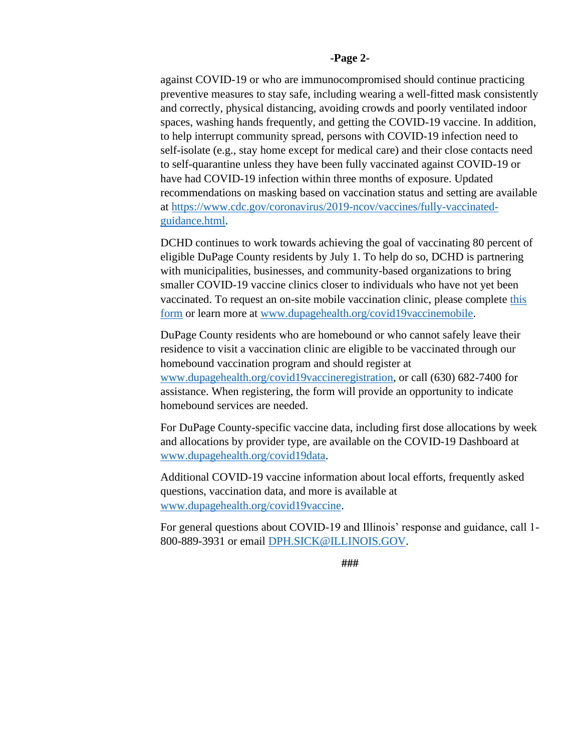against COVID-19 or who are immunocompromised should continue practicing preventive measures to stay safe, including wearing a well-fitted mask consistently and correctly, physical distancing, avoiding crowds and poorly ventilated indoor spaces, washing hands frequently, and getting the COVID-19 vaccine. In addition, to help interrupt community spread, persons with COVID-19 infection need to self-isolate (e.g., stay home except for medical care) and their close contacts need to self-quarantine unless they have been fully vaccinated against COVID-19 or have had COVID-19 infection within three months of exposure. Updated recommendations on masking based on vaccination status and setting are available at https://www.cdc.gov/coronavirus/2019-ncov/vaccines/fully-vaccinated-guidance.html.

DCHD continues to work towards achieving the goal of vaccinating 80 percent of eligible DuPage County residents by July 1. To help do so, DCHD is partnering with municipalities, businesses, and community-based organizations to bring smaller COVID-19 vaccine clinics closer to individuals who have not yet been vaccinated. To request an on-site mobile vaccination clinic, please complete this form or learn more at www.dupagehealth.org/covid19vaccinemobile.

DuPage County residents who are homebound or who cannot safely leave their residence to visit a vaccination clinic are eligible to be vaccinated through our homebound vaccination program and should register at www.dupagehealth.org/covid19vaccineregistration, or call (630) 682-7400 for assistance. When registering, the form will provide an opportunity to indicate homebound services are needed.

For DuPage County-specific vaccine data, including first dose allocations by week and allocations by provider type, are available on the COVID-19 Dashboard at www.dupagehealth.org/covid19data.

Additional COVID-19 vaccine information about local efforts, frequently asked questions, vaccination data, and more is available at www.dupagehealth.org/covid19vaccine.

For general questions about COVID-19 and Illinois' response and guidance, call 1-800-889-3931 or email DPH.SICK@ILLINOIS.GOV.

###